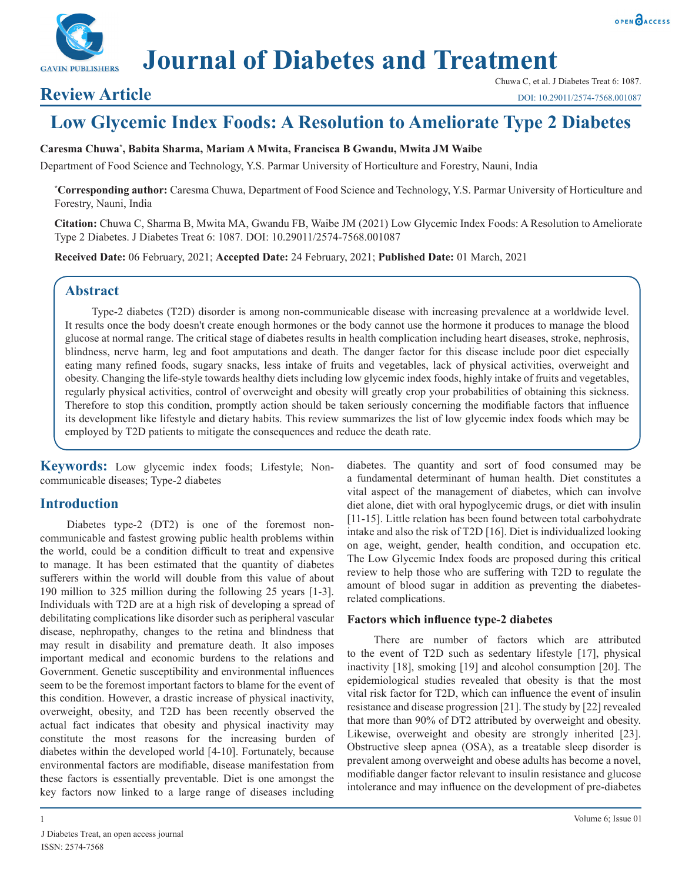# Journal of Diabetes and Treatment

**Review Article**

Chuwa C, et al. J Diabetes Treat 6: 1087.
DOI: 10.29011/2574-7568.001087

## Low Glycemic Index Foods: A Resolution to Ameliorate Type 2 Diabetes

**Caresma Chuwa*, Babita Sharma, Mariam A Mwita, Francisca B Gwandu, Mwita JM Waibe**

Department of Food Science and Technology, Y.S. Parmar University of Horticulture and Forestry, Nauni, India

***Corresponding author:** Caresma Chuwa, Department of Food Science and Technology, Y.S. Parmar University of Horticulture and Forestry, Nauni, India

**Citation:** Chuwa C, Sharma B, Mwita MA, Gwandu FB, Waibe JM (2021) Low Glycemic Index Foods: A Resolution to Ameliorate Type 2 Diabetes. J Diabetes Treat 6: 1087. DOI: 10.29011/2574-7568.001087

**Received Date:** 06 February, 2021; **Accepted Date:** 24 February, 2021; **Published Date:** 01 March, 2021

### Abstract

Type-2 diabetes (T2D) disorder is among non-communicable disease with increasing prevalence at a worldwide level. It results once the body doesn't create enough hormones or the body cannot use the hormone it produces to manage the blood glucose at normal range. The critical stage of diabetes results in health complication including heart diseases, stroke, nephrosis, blindness, nerve harm, leg and foot amputations and death. The danger factor for this disease include poor diet especially eating many refined foods, sugary snacks, less intake of fruits and vegetables, lack of physical activities, overweight and obesity. Changing the life-style towards healthy diets including low glycemic index foods, highly intake of fruits and vegetables, regularly physical activities, control of overweight and obesity will greatly crop your probabilities of obtaining this sickness. Therefore to stop this condition, promptly action should be taken seriously concerning the modifiable factors that influence its development like lifestyle and dietary habits. This review summarizes the list of low glycemic index foods which may be employed by T2D patients to mitigate the consequences and reduce the death rate.

**Keywords:** Low glycemic index foods; Lifestyle; Non-communicable diseases; Type-2 diabetes

## Introduction

Diabetes type-2 (DT2) is one of the foremost non-communicable and fastest growing public health problems within the world, could be a condition difficult to treat and expensive to manage. It has been estimated that the quantity of diabetes sufferers within the world will double from this value of about 190 million to 325 million during the following 25 years [1-3]. Individuals with T2D are at a high risk of developing a spread of debilitating complications like disorder such as peripheral vascular disease, nephropathy, changes to the retina and blindness that may result in disability and premature death. It also imposes important medical and economic burdens to the relations and Government. Genetic susceptibility and environmental influences seem to be the foremost important factors to blame for the event of this condition. However, a drastic increase of physical inactivity, overweight, obesity, and T2D has been recently observed the actual fact indicates that obesity and physical inactivity may constitute the most reasons for the increasing burden of diabetes within the developed world [4-10]. Fortunately, because environmental factors are modifiable, disease manifestation from these factors is essentially preventable. Diet is one amongst the key factors now linked to a large range of diseases including diabetes. The quantity and sort of food consumed may be a fundamental determinant of human health. Diet constitutes a vital aspect of the management of diabetes, which can involve diet alone, diet with oral hypoglycemic drugs, or diet with insulin [11-15]. Little relation has been found between total carbohydrate intake and also the risk of T2D [16]. Diet is individualized looking on age, weight, gender, health condition, and occupation etc. The Low Glycemic Index foods are proposed during this critical review to help those who are suffering with T2D to regulate the amount of blood sugar in addition as preventing the diabetes-related complications.

### Factors which influence type-2 diabetes

There are number of factors which are attributed to the event of T2D such as sedentary lifestyle [17], physical inactivity [18], smoking [19] and alcohol consumption [20]. The epidemiological studies revealed that obesity is that the most vital risk factor for T2D, which can influence the event of insulin resistance and disease progression [21]. The study by [22] revealed that more than 90% of DT2 attributed by overweight and obesity. Likewise, overweight and obesity are strongly inherited [23]. Obstructive sleep apnea (OSA), as a treatable sleep disorder is prevalent among overweight and obese adults has become a novel, modifiable danger factor relevant to insulin resistance and glucose intolerance and may influence on the development of pre-diabetes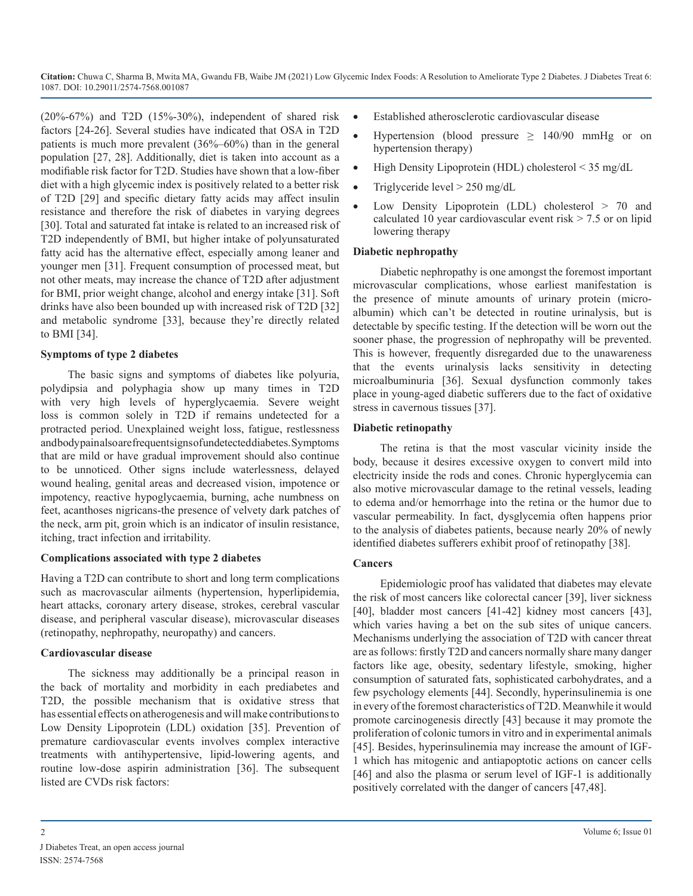(20%-67%) and T2D (15%-30%), independent of shared risk factors [24-26]. Several studies have indicated that OSA in T2D patients is much more prevalent (36%–60%) than in the general population [27, 28]. Additionally, diet is taken into account as a modifiable risk factor for T2D. Studies have shown that a low-fiber diet with a high glycemic index is positively related to a better risk of T2D [29] and specific dietary fatty acids may affect insulin resistance and therefore the risk of diabetes in varying degrees [30]. Total and saturated fat intake is related to an increased risk of T2D independently of BMI, but higher intake of polyunsaturated fatty acid has the alternative effect, especially among leaner and younger men [31]. Frequent consumption of processed meat, but not other meats, may increase the chance of T2D after adjustment for BMI, prior weight change, alcohol and energy intake [31]. Soft drinks have also been bounded up with increased risk of T2D [32] and metabolic syndrome [33], because they're directly related to BMI [34].

**Symptoms of type 2 diabetes**

The basic signs and symptoms of diabetes like polyuria, polydipsia and polyphagia show up many times in T2D with very high levels of hyperglycaemia. Severe weight loss is common solely in T2D if remains undetected for a protracted period. Unexplained weight loss, fatigue, restlessness and body pain also are frequent signs of undetected diabetes. Symptoms that are mild or have gradual improvement should also continue to be unnoticed. Other signs include waterlessness, delayed wound healing, genital areas and decreased vision, impotence or impotency, reactive hypoglycaemia, burning, ache numbness on feet, acanthoses nigricans-the presence of velvety dark patches of the neck, arm pit, groin which is an indicator of insulin resistance, itching, tract infection and irritability.

**Complications associated with type 2 diabetes**

Having a T2D can contribute to short and long term complications such as macrovascular ailments (hypertension, hyperlipidemia, heart attacks, coronary artery disease, strokes, cerebral vascular disease, and peripheral vascular disease), microvascular diseases (retinopathy, nephropathy, neuropathy) and cancers.

**Cardiovascular disease**

The sickness may additionally be a principal reason in the back of mortality and morbidity in each prediabetes and T2D, the possible mechanism that is oxidative stress that has essential effects on atherogenesis and will make contributions to Low Density Lipoprotein (LDL) oxidation [35]. Prevention of premature cardiovascular events involves complex interactive treatments with antihypertensive, lipid-lowering agents, and routine low-dose aspirin administration [36]. The subsequent listed are CVDs risk factors:

- Established atherosclerotic cardiovascular disease
- Hypertension (blood pressure ≥ 140/90 mmHg or on hypertension therapy)
- High Density Lipoprotein (HDL) cholesterol < 35 mg/dL
- Triglyceride level > 250 mg/dL
- Low Density Lipoprotein (LDL) cholesterol > 70 and calculated 10 year cardiovascular event risk > 7.5 or on lipid lowering therapy

**Diabetic nephropathy**

Diabetic nephropathy is one amongst the foremost important microvascular complications, whose earliest manifestation is the presence of minute amounts of urinary protein (micro-albumin) which can't be detected in routine urinalysis, but is detectable by specific testing. If the detection will be worn out the sooner phase, the progression of nephropathy will be prevented. This is however, frequently disregarded due to the unawareness that the events urinalysis lacks sensitivity in detecting microalbuminuria [36]. Sexual dysfunction commonly takes place in young-aged diabetic sufferers due to the fact of oxidative stress in cavernous tissues [37].

**Diabetic retinopathy**

The retina is that the most vascular vicinity inside the body, because it desires excessive oxygen to convert mild into electricity inside the rods and cones. Chronic hyperglycemia can also motive microvascular damage to the retinal vessels, leading to edema and/or hemorrhage into the retina or the humor due to vascular permeability. In fact, dysglycemia often happens prior to the analysis of diabetes patients, because nearly 20% of newly identified diabetes sufferers exhibit proof of retinopathy [38].

**Cancers**

Epidemiologic proof has validated that diabetes may elevate the risk of most cancers like colorectal cancer [39], liver sickness [40], bladder most cancers [41-42] kidney most cancers [43], which varies having a bet on the sub sites of unique cancers. Mechanisms underlying the association of T2D with cancer threat are as follows: firstly T2D and cancers normally share many danger factors like age, obesity, sedentary lifestyle, smoking, higher consumption of saturated fats, sophisticated carbohydrates, and a few psychology elements [44]. Secondly, hyperinsulinemia is one in every of the foremost characteristics of T2D. Meanwhile it would promote carcinogenesis directly [43] because it may promote the proliferation of colonic tumors in vitro and in experimental animals [45]. Besides, hyperinsulinemia may increase the amount of IGF-1 which has mitogenic and antiapoptotic actions on cancer cells [46] and also the plasma or serum level of IGF-1 is additionally positively correlated with the danger of cancers [47,48].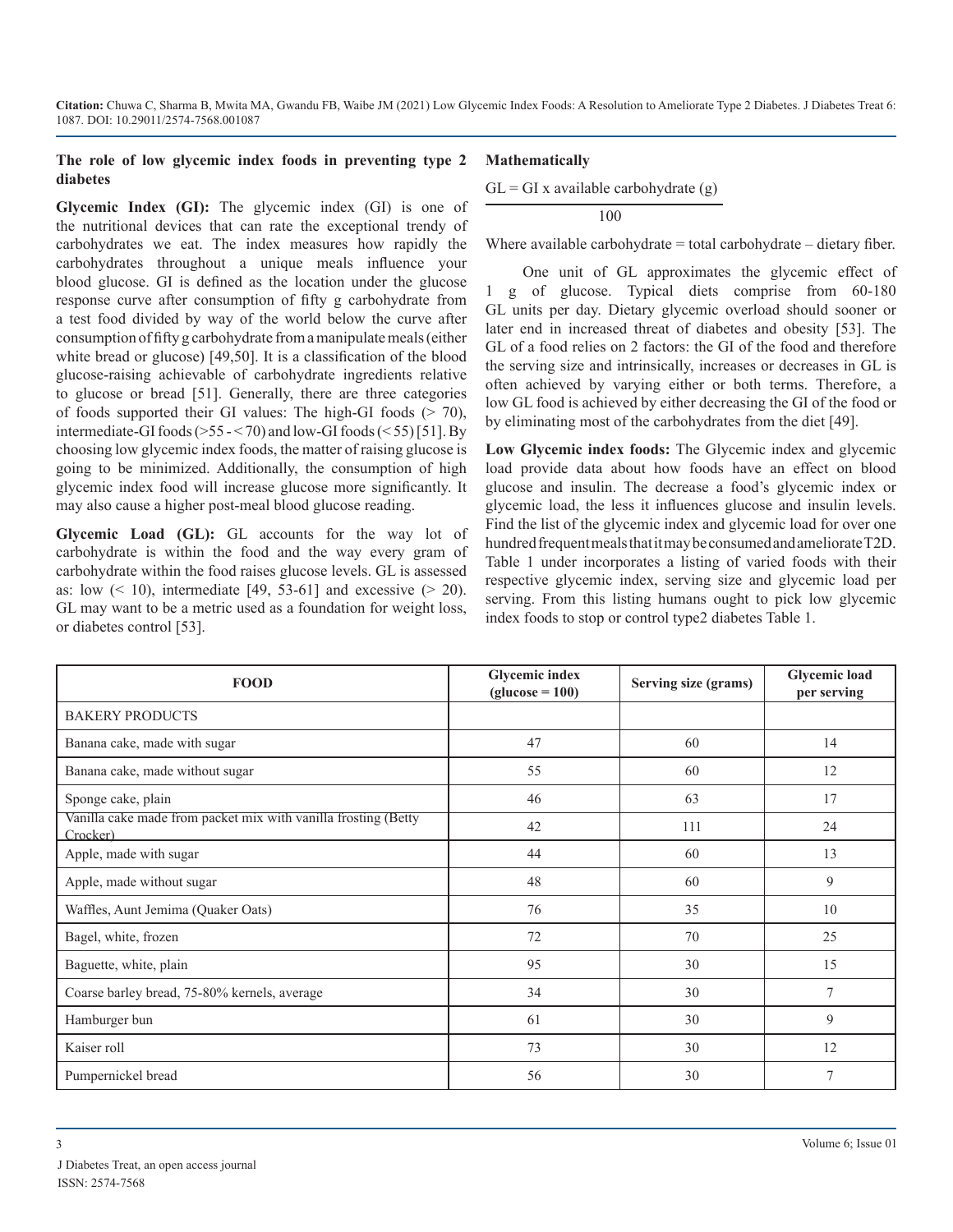### The role of low glycemic index foods in preventing type 2 diabetes

**Glycemic Index (GI):** The glycemic index (GI) is one of the nutritional devices that can rate the exceptional trendy of carbohydrates we eat. The index measures how rapidly the carbohydrates throughout a unique meals influence your blood glucose. GI is defined as the location under the glucose response curve after consumption of fifty g carbohydrate from a test food divided by way of the world below the curve after consumption of fifty g carbohydrate from a manipulate meals (either white bread or glucose) [49,50]. It is a classification of the blood glucose-raising achievable of carbohydrate ingredients relative to glucose or bread [51]. Generally, there are three categories of foods supported their GI values: The high-GI foods (> 70), intermediate-GI foods (>55 - < 70) and low-GI foods (< 55) [51]. By choosing low glycemic index foods, the matter of raising glucose is going to be minimized. Additionally, the consumption of high glycemic index food will increase glucose more significantly. It may also cause a higher post-meal blood glucose reading.

**Glycemic Load (GL):** GL accounts for the way lot of carbohydrate is within the food and the way every gram of carbohydrate within the food raises glucose levels. GL is assessed as: low (< 10), intermediate [49, 53-61] and excessive (> 20). GL may want to be a metric used as a foundation for weight loss, or diabetes control [53].

**Mathematically**

$$GL = \frac{GI \times \text{available carbohydrate (g)}}{100}$$

Where available carbohydrate = total carbohydrate – dietary fiber.

One unit of GL approximates the glycemic effect of 1 g of glucose. Typical diets comprise from 60-180 GL units per day. Dietary glycemic overload should sooner or later end in increased threat of diabetes and obesity [53]. The GL of a food relies on 2 factors: the GI of the food and therefore the serving size and intrinsically, increases or decreases in GL is often achieved by varying either or both terms. Therefore, a low GL food is achieved by either decreasing the GI of the food or by eliminating most of the carbohydrates from the diet [49].

**Low Glycemic index foods:** The Glycemic index and glycemic load provide data about how foods have an effect on blood glucose and insulin. The decrease a food's glycemic index or glycemic load, the less it influences glucose and insulin levels. Find the list of the glycemic index and glycemic load for over one hundred frequent meals that it may be consumed and ameliorate T2D. Table 1 under incorporates a listing of varied foods with their respective glycemic index, serving size and glycemic load per serving. From this listing humans ought to pick low glycemic index foods to stop or control type2 diabetes Table 1.

| FOOD | Glycemic index (glucose = 100) | Serving size (grams) | Glycemic load per serving |
|---|---|---|---|
| BAKERY PRODUCTS | | | |
| Banana cake, made with sugar | 47 | 60 | 14 |
| Banana cake, made without sugar | 55 | 60 | 12 |
| Sponge cake, plain | 46 | 63 | 17 |
| Vanilla cake made from packet mix with vanilla frosting (Betty Crocker) | 42 | 111 | 24 |
| Apple, made with sugar | 44 | 60 | 13 |
| Apple, made without sugar | 48 | 60 | 9 |
| Waffles, Aunt Jemima (Quaker Oats) | 76 | 35 | 10 |
| Bagel, white, frozen | 72 | 70 | 25 |
| Baguette, white, plain | 95 | 30 | 15 |
| Coarse barley bread, 75-80% kernels, average | 34 | 30 | 7 |
| Hamburger bun | 61 | 30 | 9 |
| Kaiser roll | 73 | 30 | 12 |
| Pumpernickel bread | 56 | 30 | 7 |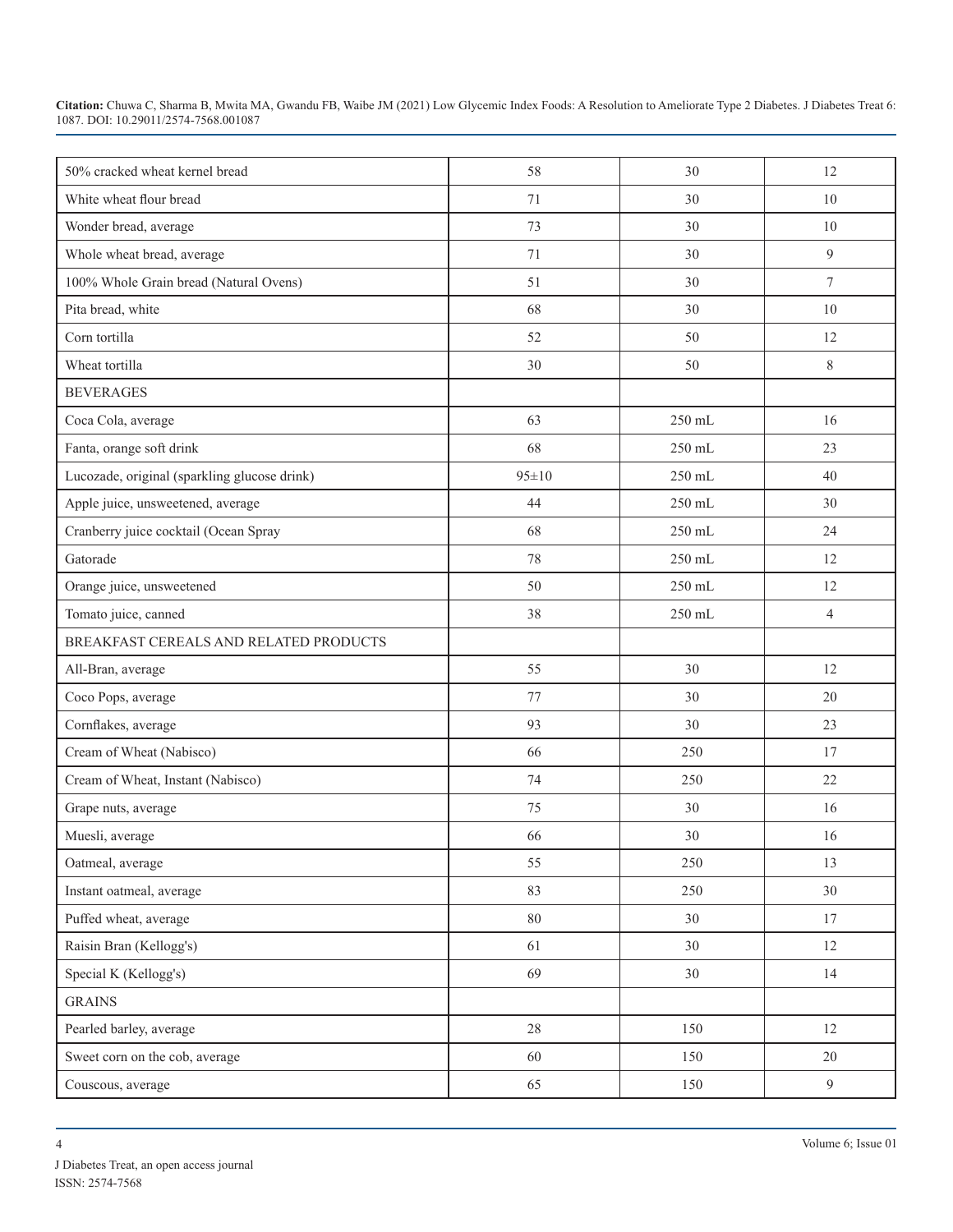| | | | |
|---|---|---|---|
| 50% cracked wheat kernel bread | 58 | 30 | 12 |
| White wheat flour bread | 71 | 30 | 10 |
| Wonder bread, average | 73 | 30 | 10 |
| Whole wheat bread, average | 71 | 30 | 9 |
| 100% Whole Grain bread (Natural Ovens) | 51 | 30 | 7 |
| Pita bread, white | 68 | 30 | 10 |
| Corn tortilla | 52 | 50 | 12 |
| Wheat tortilla | 30 | 50 | 8 |
| BEVERAGES | | | |
| Coca Cola, average | 63 | 250 mL | 16 |
| Fanta, orange soft drink | 68 | 250 mL | 23 |
| Lucozade, original (sparkling glucose drink) | 95±10 | 250 mL | 40 |
| Apple juice, unsweetened, average | 44 | 250 mL | 30 |
| Cranberry juice cocktail (Ocean Spray | 68 | 250 mL | 24 |
| Gatorade | 78 | 250 mL | 12 |
| Orange juice, unsweetened | 50 | 250 mL | 12 |
| Tomato juice, canned | 38 | 250 mL | 4 |
| BREAKFAST CEREALS AND RELATED PRODUCTS | | | |
| All-Bran, average | 55 | 30 | 12 |
| Coco Pops, average | 77 | 30 | 20 |
| Cornflakes, average | 93 | 30 | 23 |
| Cream of Wheat (Nabisco) | 66 | 250 | 17 |
| Cream of Wheat, Instant (Nabisco) | 74 | 250 | 22 |
| Grape nuts, average | 75 | 30 | 16 |
| Muesli, average | 66 | 30 | 16 |
| Oatmeal, average | 55 | 250 | 13 |
| Instant oatmeal, average | 83 | 250 | 30 |
| Puffed wheat, average | 80 | 30 | 17 |
| Raisin Bran (Kellogg's) | 61 | 30 | 12 |
| Special K (Kellogg's) | 69 | 30 | 14 |
| GRAINS | | | |
| Pearled barley, average | 28 | 150 | 12 |
| Sweet corn on the cob, average | 60 | 150 | 20 |
| Couscous, average | 65 | 150 | 9 |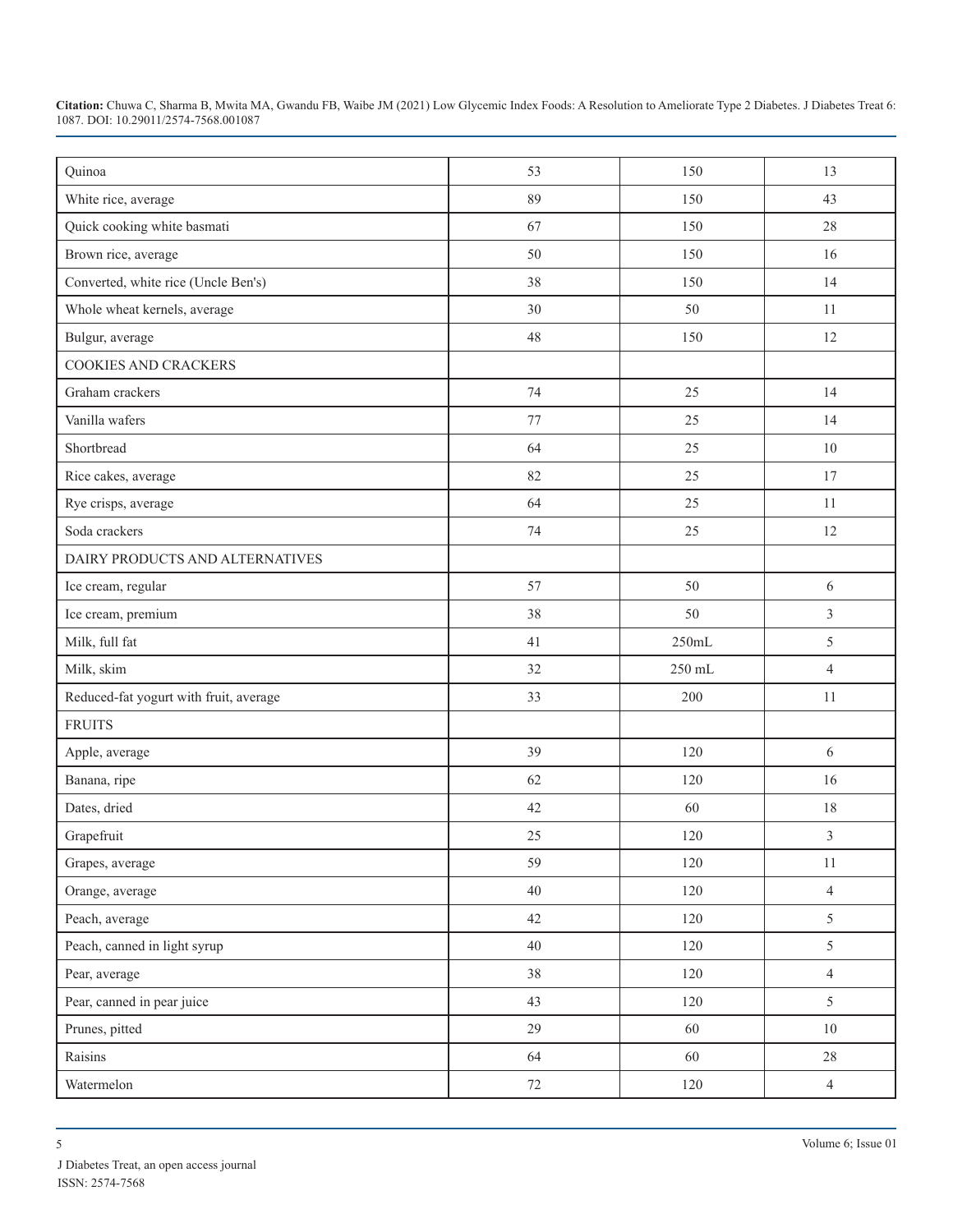| | | | |
|---|---|---|---|
| Quinoa | 53 | 150 | 13 |
| White rice, average | 89 | 150 | 43 |
| Quick cooking white basmati | 67 | 150 | 28 |
| Brown rice, average | 50 | 150 | 16 |
| Converted, white rice (Uncle Ben's) | 38 | 150 | 14 |
| Whole wheat kernels, average | 30 | 50 | 11 |
| Bulgur, average | 48 | 150 | 12 |
| COOKIES AND CRACKERS | | | |
| Graham crackers | 74 | 25 | 14 |
| Vanilla wafers | 77 | 25 | 14 |
| Shortbread | 64 | 25 | 10 |
| Rice cakes, average | 82 | 25 | 17 |
| Rye crisps, average | 64 | 25 | 11 |
| Soda crackers | 74 | 25 | 12 |
| DAIRY PRODUCTS AND ALTERNATIVES | | | |
| Ice cream, regular | 57 | 50 | 6 |
| Ice cream, premium | 38 | 50 | 3 |
| Milk, full fat | 41 | 250mL | 5 |
| Milk, skim | 32 | 250 mL | 4 |
| Reduced-fat yogurt with fruit, average | 33 | 200 | 11 |
| FRUITS | | | |
| Apple, average | 39 | 120 | 6 |
| Banana, ripe | 62 | 120 | 16 |
| Dates, dried | 42 | 60 | 18 |
| Grapefruit | 25 | 120 | 3 |
| Grapes, average | 59 | 120 | 11 |
| Orange, average | 40 | 120 | 4 |
| Peach, average | 42 | 120 | 5 |
| Peach, canned in light syrup | 40 | 120 | 5 |
| Pear, average | 38 | 120 | 4 |
| Pear, canned in pear juice | 43 | 120 | 5 |
| Prunes, pitted | 29 | 60 | 10 |
| Raisins | 64 | 60 | 28 |
| Watermelon | 72 | 120 | 4 |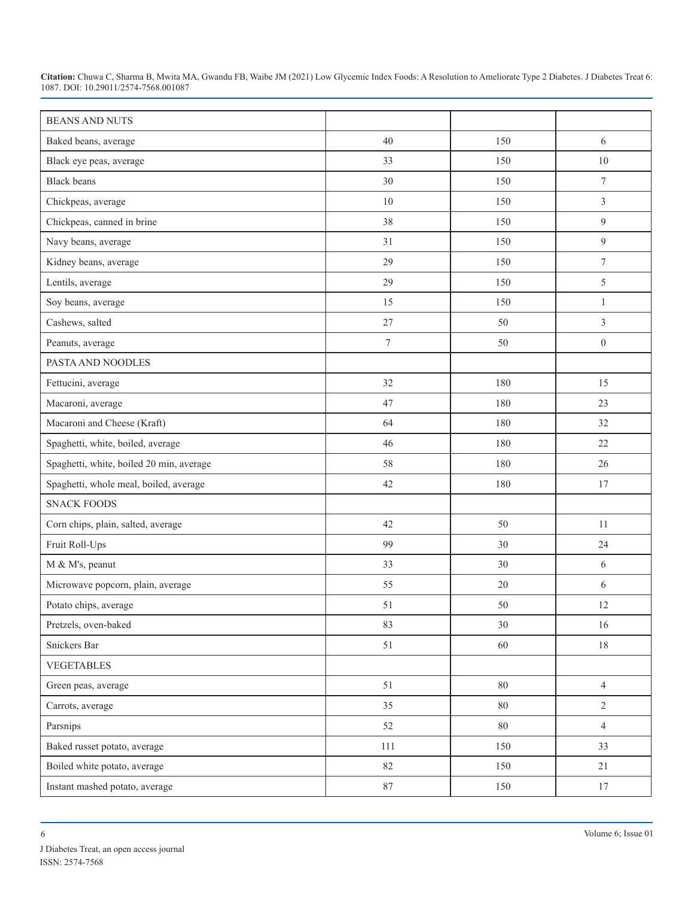| BEANS AND NUTS | | | |
|---|---|---|---|
| Baked beans, average | 40 | 150 | 6 |
| Black eye peas, average | 33 | 150 | 10 |
| Black beans | 30 | 150 | 7 |
| Chickpeas, average | 10 | 150 | 3 |
| Chickpeas, canned in brine | 38 | 150 | 9 |
| Navy beans, average | 31 | 150 | 9 |
| Kidney beans, average | 29 | 150 | 7 |
| Lentils, average | 29 | 150 | 5 |
| Soy beans, average | 15 | 150 | 1 |
| Cashews, salted | 27 | 50 | 3 |
| Peanuts, average | 7 | 50 | 0 |
| PASTA AND NOODLES | | | |
| Fettucini, average | 32 | 180 | 15 |
| Macaroni, average | 47 | 180 | 23 |
| Macaroni and Cheese (Kraft) | 64 | 180 | 32 |
| Spaghetti, white, boiled, average | 46 | 180 | 22 |
| Spaghetti, white, boiled 20 min, average | 58 | 180 | 26 |
| Spaghetti, whole meal, boiled, average | 42 | 180 | 17 |
| SNACK FOODS | | | |
| Corn chips, plain, salted, average | 42 | 50 | 11 |
| Fruit Roll-Ups | 99 | 30 | 24 |
| M & M's, peanut | 33 | 30 | 6 |
| Microwave popcorn, plain, average | 55 | 20 | 6 |
| Potato chips, average | 51 | 50 | 12 |
| Pretzels, oven-baked | 83 | 30 | 16 |
| Snickers Bar | 51 | 60 | 18 |
| VEGETABLES | | | |
| Green peas, average | 51 | 80 | 4 |
| Carrots, average | 35 | 80 | 2 |
| Parsnips | 52 | 80 | 4 |
| Baked russet potato, average | 111 | 150 | 33 |
| Boiled white potato, average | 82 | 150 | 21 |
| Instant mashed potato, average | 87 | 150 | 17 |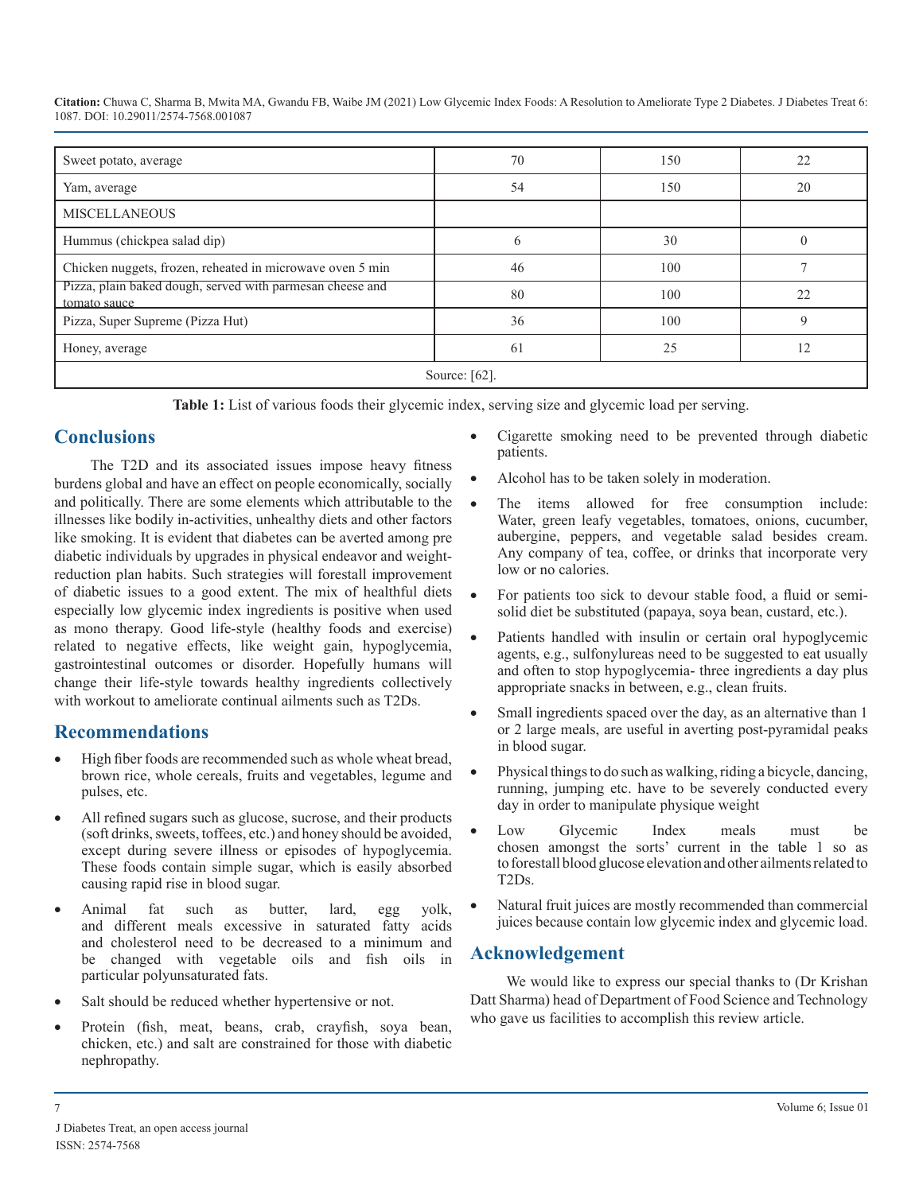| Sweet potato, average | 70 | 150 | 22 |
|---|---|---|---|
| Yam, average | 54 | 150 | 20 |
| MISCELLANEOUS | | | |
| Hummus (chickpea salad dip) | 6 | 30 | 0 |
| Chicken nuggets, frozen, reheated in microwave oven 5 min | 46 | 100 | 7 |
| Pizza, plain baked dough, served with parmesan cheese and tomato sauce | 80 | 100 | 22 |
| Pizza, Super Supreme (Pizza Hut) | 36 | 100 | 9 |
| Honey, average | 61 | 25 | 12 |
| Source: [62]. | | | |

**Table 1:** List of various foods their glycemic index, serving size and glycemic load per serving.

## Conclusions

The T2D and its associated issues impose heavy fitness burdens global and have an effect on people economically, socially and politically. There are some elements which attributable to the illnesses like bodily in-activities, unhealthy diets and other factors like smoking. It is evident that diabetes can be averted among pre diabetic individuals by upgrades in physical endeavor and weight-reduction plan habits. Such strategies will forestall improvement of diabetic issues to a good extent. The mix of healthful diets especially low glycemic index ingredients is positive when used as mono therapy. Good life-style (healthy foods and exercise) related to negative effects, like weight gain, hypoglycemia, gastrointestinal outcomes or disorder. Hopefully humans will change their life-style towards healthy ingredients collectively with workout to ameliorate continual ailments such as T2Ds.

## Recommendations

- High fiber foods are recommended such as whole wheat bread, brown rice, whole cereals, fruits and vegetables, legume and pulses, etc.
- All refined sugars such as glucose, sucrose, and their products (soft drinks, sweets, toffees, etc.) and honey should be avoided, except during severe illness or episodes of hypoglycemia. These foods contain simple sugar, which is easily absorbed causing rapid rise in blood sugar.
- Animal fat such as butter, lard, egg yolk, and different meals excessive in saturated fatty acids and cholesterol need to be decreased to a minimum and be changed with vegetable oils and fish oils in particular polyunsaturated fats.
- Salt should be reduced whether hypertensive or not.
- Protein (fish, meat, beans, crab, crayfish, soya bean, chicken, etc.) and salt are constrained for those with diabetic nephropathy.
- Cigarette smoking need to be prevented through diabetic patients.
- Alcohol has to be taken solely in moderation.
- The items allowed for free consumption include: Water, green leafy vegetables, tomatoes, onions, cucumber, aubergine, peppers, and vegetable salad besides cream. Any company of tea, coffee, or drinks that incorporate very low or no calories.
- For patients too sick to devour stable food, a fluid or semi-solid diet be substituted (papaya, soya bean, custard, etc.).
- Patients handled with insulin or certain oral hypoglycemic agents, e.g., sulfonylureas need to be suggested to eat usually and often to stop hypoglycemia- three ingredients a day plus appropriate snacks in between, e.g., clean fruits.
- Small ingredients spaced over the day, as an alternative than 1 or 2 large meals, are useful in averting post-pyramidal peaks in blood sugar.
- Physical things to do such as walking, riding a bicycle, dancing, running, jumping etc. have to be severely conducted every day in order to manipulate physique weight
- Low Glycemic Index meals must be chosen amongst the sorts' current in the table 1 so as to forestall blood glucose elevation and other ailments related to T2Ds.
- Natural fruit juices are mostly recommended than commercial juices because contain low glycemic index and glycemic load.

## Acknowledgement

We would like to express our special thanks to (Dr Krishan Datt Sharma) head of Department of Food Science and Technology who gave us facilities to accomplish this review article.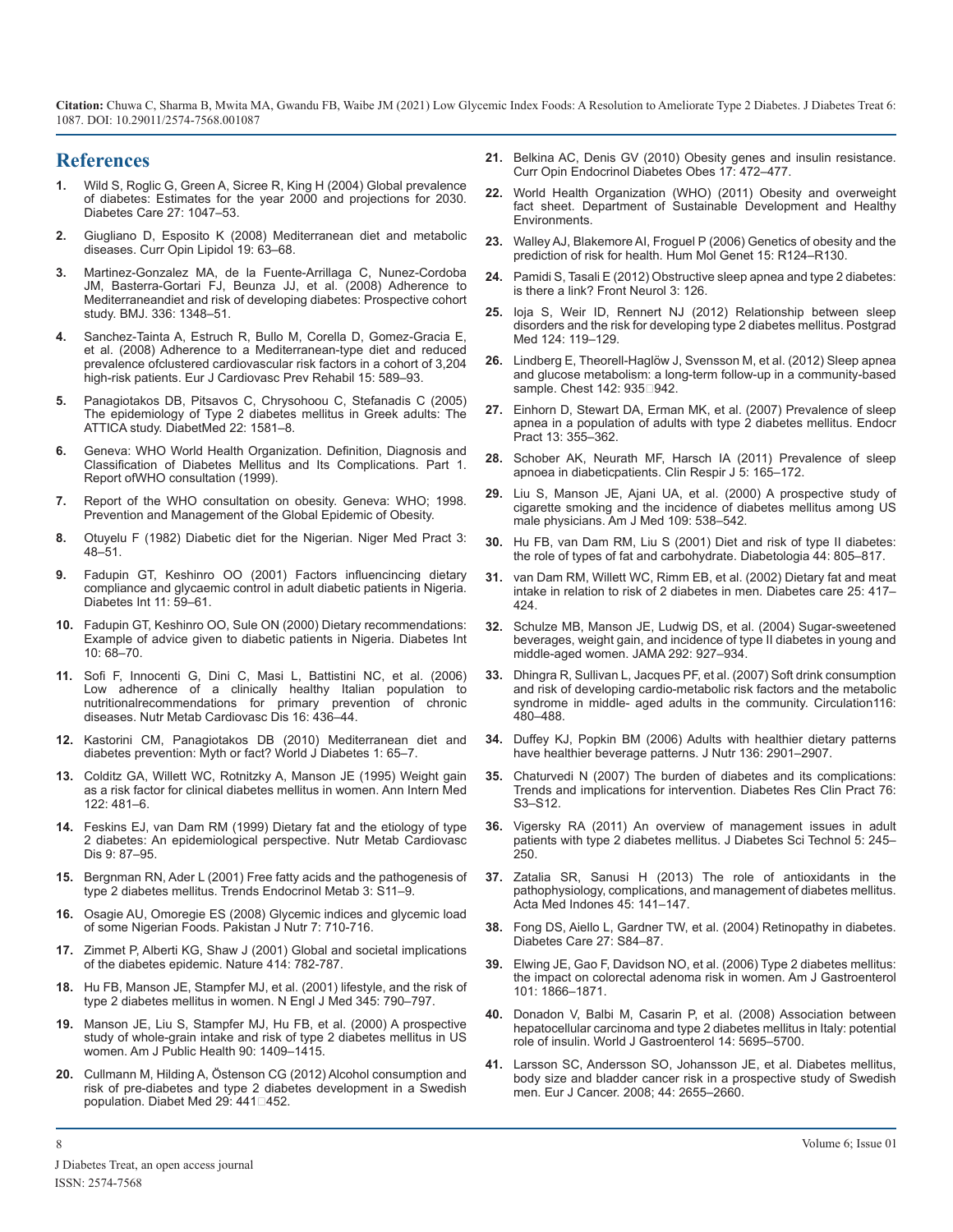## References

1. Wild S, Roglic G, Green A, Sicree R, King H (2004) Global prevalence of diabetes: Estimates for the year 2000 and projections for 2030. Diabetes Care 27: 1047–53.
2. Giugliano D, Esposito K (2008) Mediterranean diet and metabolic diseases. Curr Opin Lipidol 19: 63–68.
3. Martinez-Gonzalez MA, de la Fuente-Arrillaga C, Nunez-Cordoba JM, Basterra-Gortari FJ, Beunza JJ, et al. (2008) Adherence to Mediterraneandiet and risk of developing diabetes: Prospective cohort study. BMJ. 336: 1348–51.
4. Sanchez-Tainta A, Estruch R, Bullo M, Corella D, Gomez-Gracia E, et al. (2008) Adherence to a Mediterranean-type diet and reduced prevalence ofclustered cardiovascular risk factors in a cohort of 3,204 high-risk patients. Eur J Cardiovasc Prev Rehabil 15: 589–93.
5. Panagiotakos DB, Pitsavos C, Chrysohoou C, Stefanadis C (2005) The epidemiology of Type 2 diabetes mellitus in Greek adults: The ATTICA study. DiabetMed 22: 1581–8.
6. Geneva: WHO World Health Organization. Definition, Diagnosis and Classification of Diabetes Mellitus and Its Complications. Part 1. Report ofWHO consultation (1999).
7. Report of the WHO consultation on obesity. Geneva: WHO; 1998. Prevention and Management of the Global Epidemic of Obesity.
8. Otuyelu F (1982) Diabetic diet for the Nigerian. Niger Med Pract 3: 48–51.
9. Fadupin GT, Keshinro OO (2001) Factors influencincing dietary compliance and glycaemic control in adult diabetic patients in Nigeria. Diabetes Int 11: 59–61.
10. Fadupin GT, Keshinro OO, Sule ON (2000) Dietary recommendations: Example of advice given to diabetic patients in Nigeria. Diabetes Int 10: 68–70.
11. Sofi F, Innocenti G, Dini C, Masi L, Battistini NC, et al. (2006) Low adherence of a clinically healthy Italian population to nutritionalrecommendations for primary prevention of chronic diseases. Nutr Metab Cardiovasc Dis 16: 436–44.
12. Kastorini CM, Panagiotakos DB (2010) Mediterranean diet and diabetes prevention: Myth or fact? World J Diabetes 1: 65–7.
13. Colditz GA, Willett WC, Rotnitzky A, Manson JE (1995) Weight gain as a risk factor for clinical diabetes mellitus in women. Ann Intern Med 122: 481–6.
14. Feskins EJ, van Dam RM (1999) Dietary fat and the etiology of type 2 diabetes: An epidemiological perspective. Nutr Metab Cardiovasc Dis 9: 87–95.
15. Bergnman RN, Ader L (2001) Free fatty acids and the pathogenesis of type 2 diabetes mellitus. Trends Endocrinol Metab 3: S11–9.
16. Osagie AU, Omoregie ES (2008) Glycemic indices and glycemic load of some Nigerian Foods. Pakistan J Nutr 7: 710-716.
17. Zimmet P, Alberti KG, Shaw J (2001) Global and societal implications of the diabetes epidemic. Nature 414: 782-787.
18. Hu FB, Manson JE, Stampfer MJ, et al. (2001) lifestyle, and the risk of type 2 diabetes mellitus in women. N Engl J Med 345: 790–797.
19. Manson JE, Liu S, Stampfer MJ, Hu FB, et al. (2000) A prospective study of whole-grain intake and risk of type 2 diabetes mellitus in US women. Am J Public Health 90: 1409–1415.
20. Cullmann M, Hilding A, Östenson CG (2012) Alcohol consumption and risk of pre-diabetes and type 2 diabetes development in a Swedish population. Diabet Med 29: 441□452.
21. Belkina AC, Denis GV (2010) Obesity genes and insulin resistance. Curr Opin Endocrinol Diabetes Obes 17: 472–477.
22. World Health Organization (WHO) (2011) Obesity and overweight fact sheet. Department of Sustainable Development and Healthy Environments.
23. Walley AJ, Blakemore AI, Froguel P (2006) Genetics of obesity and the prediction of risk for health. Hum Mol Genet 15: R124–R130.
24. Pamidi S, Tasali E (2012) Obstructive sleep apnea and type 2 diabetes: is there a link? Front Neurol 3: 126.
25. Ioja S, Weir ID, Rennert NJ (2012) Relationship between sleep disorders and the risk for developing type 2 diabetes mellitus. Postgrad Med 124: 119–129.
26. Lindberg E, Theorell-Haglöw J, Svensson M, et al. (2012) Sleep apnea and glucose metabolism: a long-term follow-up in a community-based sample. Chest 142: 935□942.
27. Einhorn D, Stewart DA, Erman MK, et al. (2007) Prevalence of sleep apnea in a population of adults with type 2 diabetes mellitus. Endocr Pract 13: 355–362.
28. Schober AK, Neurath MF, Harsch IA (2011) Prevalence of sleep apnoea in diabeticpatients. Clin Respir J 5: 165–172.
29. Liu S, Manson JE, Ajani UA, et al. (2000) A prospective study of cigarette smoking and the incidence of diabetes mellitus among US male physicians. Am J Med 109: 538–542.
30. Hu FB, van Dam RM, Liu S (2001) Diet and risk of type II diabetes: the role of types of fat and carbohydrate. Diabetologia 44: 805–817.
31. van Dam RM, Willett WC, Rimm EB, et al. (2002) Dietary fat and meat intake in relation to risk of 2 diabetes in men. Diabetes care 25: 417–424.
32. Schulze MB, Manson JE, Ludwig DS, et al. (2004) Sugar-sweetened beverages, weight gain, and incidence of type II diabetes in young and middle-aged women. JAMA 292: 927–934.
33. Dhingra R, Sullivan L, Jacques PF, et al. (2007) Soft drink consumption and risk of developing cardio-metabolic risk factors and the metabolic syndrome in middle- aged adults in the community. Circulation116: 480–488.
34. Duffey KJ, Popkin BM (2006) Adults with healthier dietary patterns have healthier beverage patterns. J Nutr 136: 2901–2907.
35. Chaturvedi N (2007) The burden of diabetes and its complications: Trends and implications for intervention. Diabetes Res Clin Pract 76: S3–S12.
36. Vigersky RA (2011) An overview of management issues in adult patients with type 2 diabetes mellitus. J Diabetes Sci Technol 5: 245–250.
37. Zatalia SR, Sanusi H (2013) The role of antioxidants in the pathophysiology, complications, and management of diabetes mellitus. Acta Med Indones 45: 141–147.
38. Fong DS, Aiello L, Gardner TW, et al. (2004) Retinopathy in diabetes. Diabetes Care 27: S84–87.
39. Elwing JE, Gao F, Davidson NO, et al. (2006) Type 2 diabetes mellitus: the impact on colorectal adenoma risk in women. Am J Gastroenterol 101: 1866–1871.
40. Donadon V, Balbi M, Casarin P, et al. (2008) Association between hepatocellular carcinoma and type 2 diabetes mellitus in Italy: potential role of insulin. World J Gastroenterol 14: 5695–5700.
41. Larsson SC, Andersson SO, Johansson JE, et al. Diabetes mellitus, body size and bladder cancer risk in a prospective study of Swedish men. Eur J Cancer. 2008; 44: 2655–2660.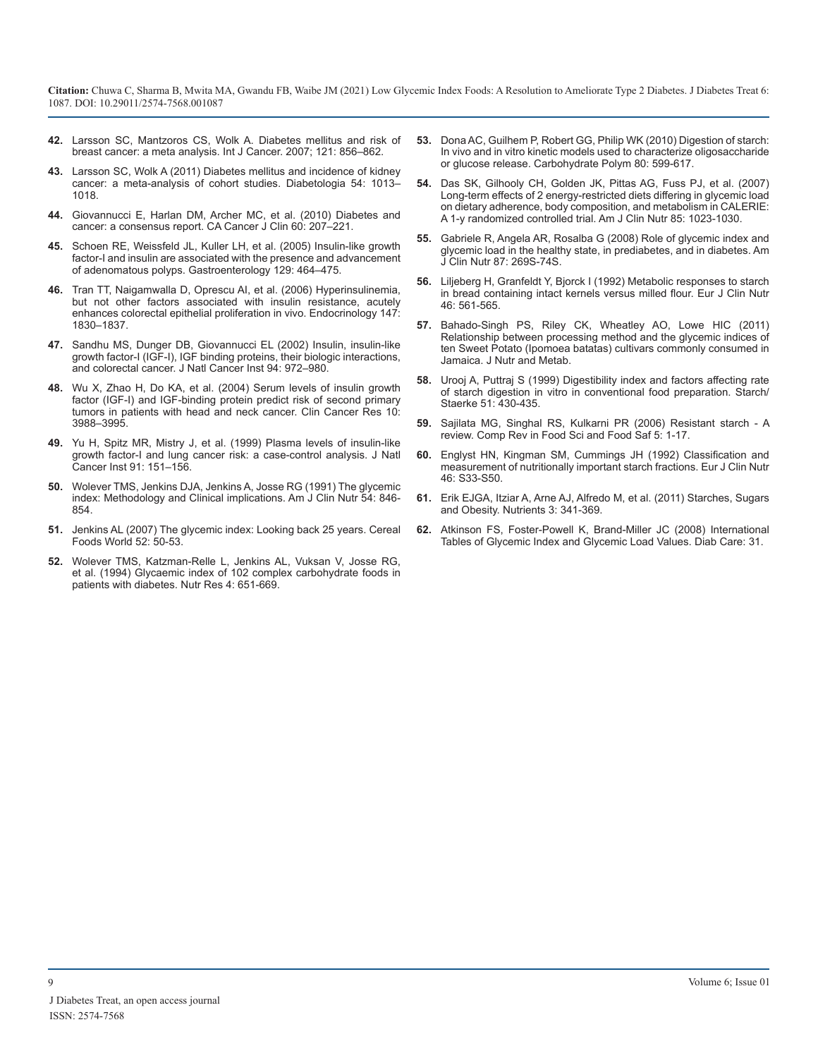42. Larsson SC, Mantzoros CS, Wolk A. Diabetes mellitus and risk of breast cancer: a meta analysis. Int J Cancer. 2007; 121: 856–862.

43. Larsson SC, Wolk A (2011) Diabetes mellitus and incidence of kidney cancer: a meta-analysis of cohort studies. Diabetologia 54: 1013–1018.

44. Giovannucci E, Harlan DM, Archer MC, et al. (2010) Diabetes and cancer: a consensus report. CA Cancer J Clin 60: 207–221.

45. Schoen RE, Weissfeld JL, Kuller LH, et al. (2005) Insulin-like growth factor-I and insulin are associated with the presence and advancement of adenomatous polyps. Gastroenterology 129: 464–475.

46. Tran TT, Naigamwalla D, Oprescu AI, et al. (2006) Hyperinsulinemia, but not other factors associated with insulin resistance, acutely enhances colorectal epithelial proliferation in vivo. Endocrinology 147: 1830–1837.

47. Sandhu MS, Dunger DB, Giovannucci EL (2002) Insulin, insulin-like growth factor-I (IGF-I), IGF binding proteins, their biologic interactions, and colorectal cancer. J Natl Cancer Inst 94: 972–980.

48. Wu X, Zhao H, Do KA, et al. (2004) Serum levels of insulin growth factor (IGF-I) and IGF-binding protein predict risk of second primary tumors in patients with head and neck cancer. Clin Cancer Res 10: 3988–3995.

49. Yu H, Spitz MR, Mistry J, et al. (1999) Plasma levels of insulin-like growth factor-I and lung cancer risk: a case-control analysis. J Natl Cancer Inst 91: 151–156.

50. Wolever TMS, Jenkins DJA, Jenkins A, Josse RG (1991) The glycemic index: Methodology and Clinical implications. Am J Clin Nutr 54: 846-854.

51. Jenkins AL (2007) The glycemic index: Looking back 25 years. Cereal Foods World 52: 50-53.

52. Wolever TMS, Katzman-Relle L, Jenkins AL, Vuksan V, Josse RG, et al. (1994) Glycaemic index of 102 complex carbohydrate foods in patients with diabetes. Nutr Res 4: 651-669.

53. Dona AC, Guilhem P, Robert GG, Philip WK (2010) Digestion of starch: In vivo and in vitro kinetic models used to characterize oligosaccharide or glucose release. Carbohydrate Polym 80: 599-617.

54. Das SK, Gilhooly CH, Golden JK, Pittas AG, Fuss PJ, et al. (2007) Long-term effects of 2 energy-restricted diets differing in glycemic load on dietary adherence, body composition, and metabolism in CALERIE: A 1-y randomized controlled trial. Am J Clin Nutr 85: 1023-1030.

55. Gabriele R, Angela AR, Rosalba G (2008) Role of glycemic index and glycemic load in the healthy state, in prediabetes, and in diabetes. Am J Clin Nutr 87: 269S-74S.

56. Liljeberg H, Granfeldt Y, Bjorck I (1992) Metabolic responses to starch in bread containing intact kernels versus milled flour. Eur J Clin Nutr 46: 561-565.

57. Bahado-Singh PS, Riley CK, Wheatley AO, Lowe HIC (2011) Relationship between processing method and the glycemic indices of ten Sweet Potato (Ipomoea batatas) cultivars commonly consumed in Jamaica. J Nutr and Metab.

58. Urooj A, Puttraj S (1999) Digestibility index and factors affecting rate of starch digestion in vitro in conventional food preparation. Starch/Staerke 51: 430-435.

59. Sajilata MG, Singhal RS, Kulkarni PR (2006) Resistant starch - A review. Comp Rev in Food Sci and Food Saf 5: 1-17.

60. Englyst HN, Kingman SM, Cummings JH (1992) Classification and measurement of nutritionally important starch fractions. Eur J Clin Nutr 46: S33-S50.

61. Erik EJGA, Itziar A, Arne AJ, Alfredo M, et al. (2011) Starches, Sugars and Obesity. Nutrients 3: 341-369.

62. Atkinson FS, Foster-Powell K, Brand-Miller JC (2008) International Tables of Glycemic Index and Glycemic Load Values. Diab Care: 31.